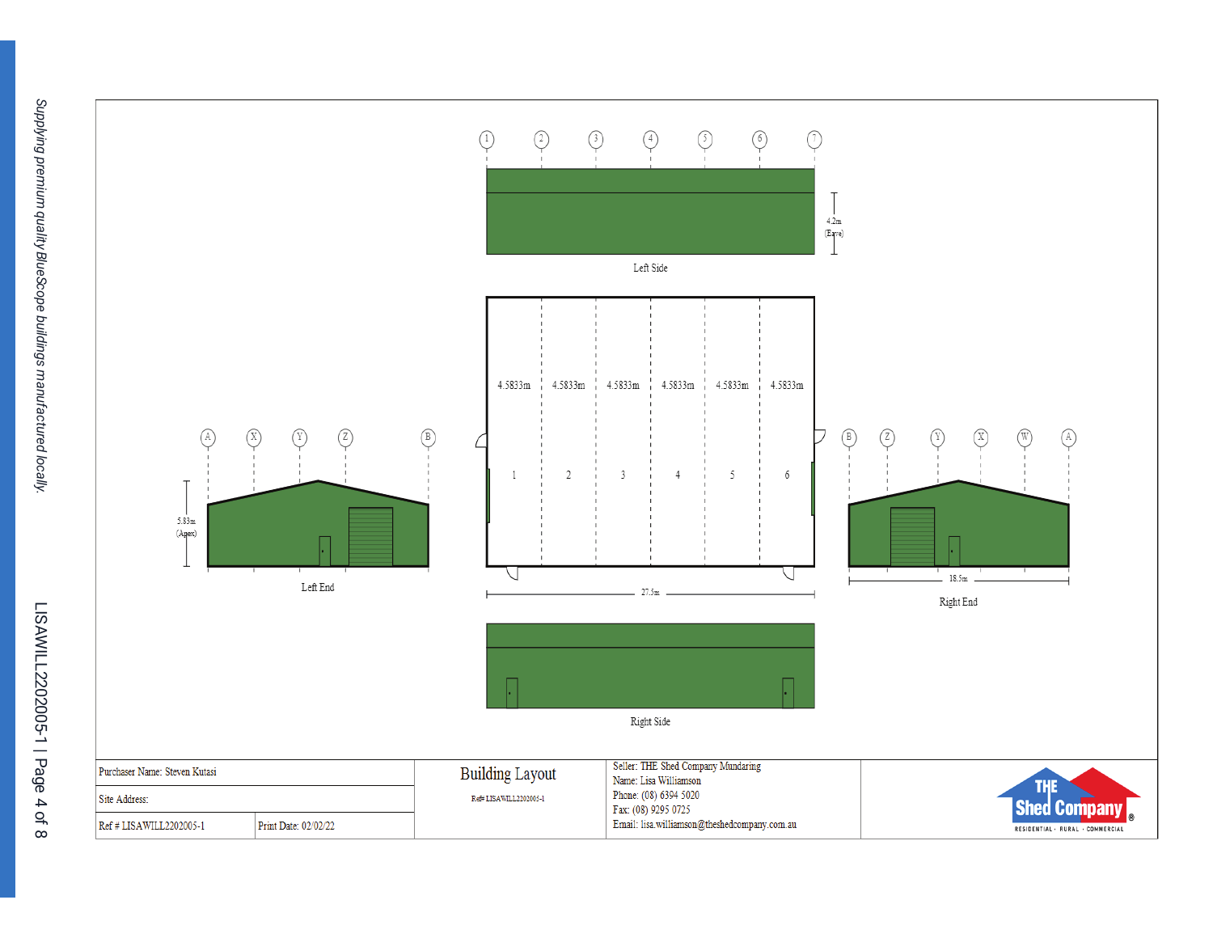1 2 3 4 5 6 7

4.2m (Eave)

Left Side

| 4.5833m | 4.5833m | 4.5833m | 4.5833m | 4.5833m | 4.5833m |
|---|---|---|---|---|---|
| 1 | 2 | 3 | 4 | 5 | 6 |

27.5m

Right Side

A X Y Z B

5.83m (Apex)

Left End

B Z Y X W A

18.5m

Right End

| Purchaser Name: Steven Kutasi | | Building Layout Ref# LISAWILL2202005-1 | Seller: THE Shed Company Mundaring<br>Name: Lisa Williamson<br>Phone: (08) 6394 5020<br>Fax: (08) 9295 0725<br>Email: lisa.williamson@theshedcompany.com.au | THE Shed Company® RESIDENTIAL · RURAL · COMMERCIAL |
|---|---|---|---|---|
| Site Address: | | | | |
| Ref # LISAWILL2202005-1 | Print Date: 02/02/22 | | | |

*Supplying premium quality BlueScope buildings manufactured locally.*

LISAWILL2202005-1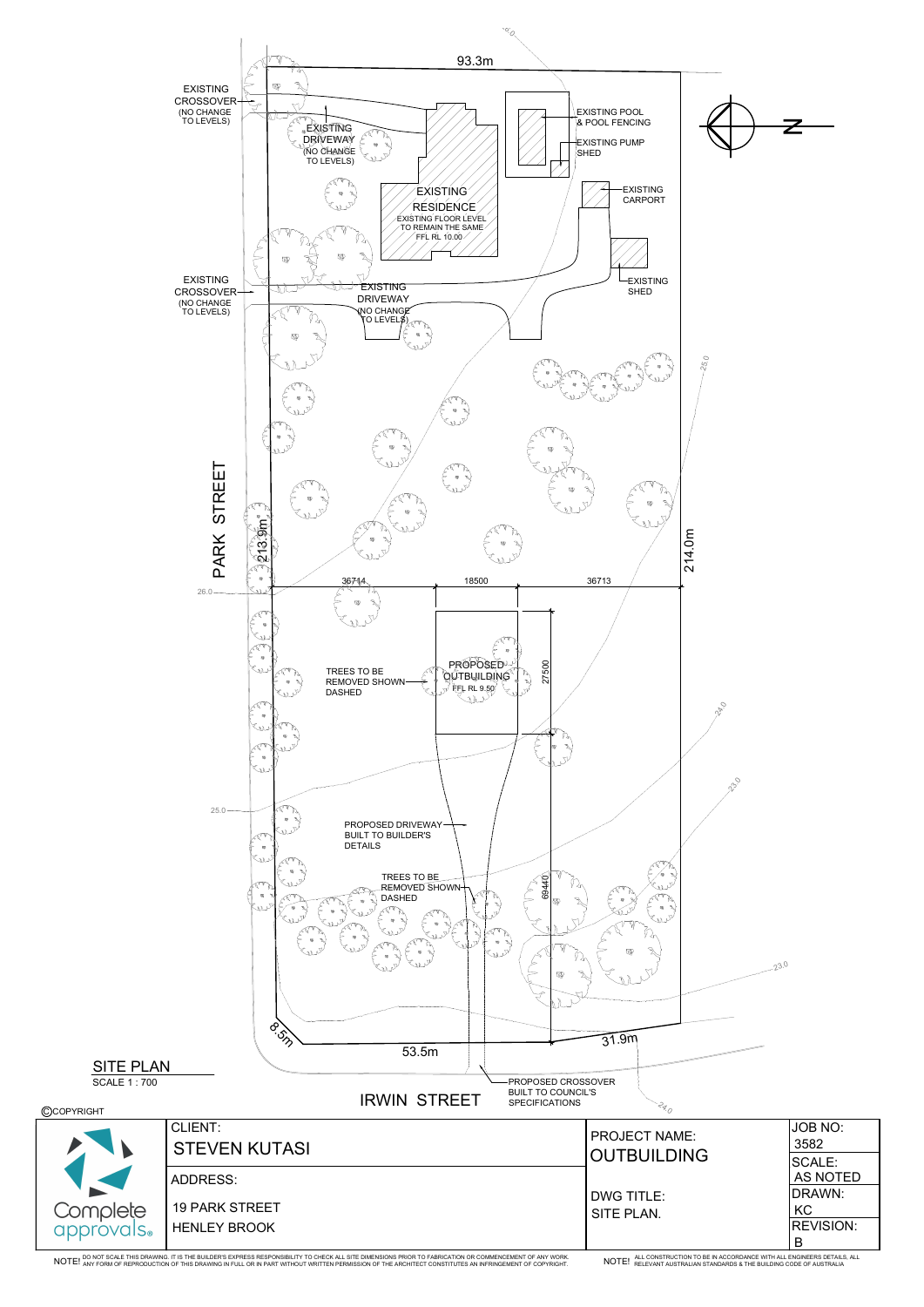93.3m

EXISTING CROSSOVER (NO CHANGE TO LEVELS)

EXISTING DRIVEWAY (NO CHANGE TO LEVELS)

EXISTING RESIDENCE

EXISTING FLOOR LEVEL TO REMAIN THE SAME FFL RL 10.00

EXISTING POOL & POOL FENCING

EXISTING PUMP SHED

EXISTING CARPORT

EXISTING SHED

EXISTING CROSSOVER (NO CHANGE TO LEVELS)

EXISTING DRIVEWAY (NO CHANGE TO LEVELS)

PARK STREET

213.9m

214.0m

36714

18500

36713

26.0

25.0

25.0

24.0

23.0

23.0

24.0

TREES TO BE REMOVED SHOWN DASHED

PROPOSED OUTBUILDING FFL RL 9.50

27500

PROPOSED DRIVEWAY BUILT TO BUILDER'S DETAILS

TREES TO BE REMOVED SHOWN DASHED

69440

8.5m

53.5m

31.9m

IRWIN STREET

PROPOSED CROSSOVER BUILT TO COUNCIL'S SPECIFICATIONS

SITE PLAN

SCALE 1 : 700

©COPYRIGHT

| | | | |
|---|---|---|---|
| Complete approvals® | CLIENT: STEVEN KUTASI | PROJECT NAME: OUTBUILDING | JOB NO: 3582 |
| | ADDRESS: 19 PARK STREET HENLEY BROOK | DWG TITLE: SITE PLAN. | SCALE: AS NOTED |
| | | | DRAWN: KC |
| | | | REVISION: B |

NOTE! DO NOT SCALE THIS DRAWING. IT IS THE BUILDER'S EXPRESS RESPONSIBILITY TO CHECK ALL SITE DIMENSIONS PRIOR TO FABRICATION OR COMMENCEMENT OF ANY WORK. ANY FORM OF REPRODUCTION OF THIS DRAWING IN FULL OR IN PART WITHOUT WRITTEN PERMISSION OF THE ARCHITECT CONSTITUTES AN INFRINGEMENT OF COPYRIGHT.

NOTE! ALL CONSTRUCTION TO BE IN ACCORDANCE WITH ALL ENGINEERS DETAILS, ALL RELEVANT AUSTRALIAN STANDARDS & THE BUILDING CODE OF AUSTRALIA